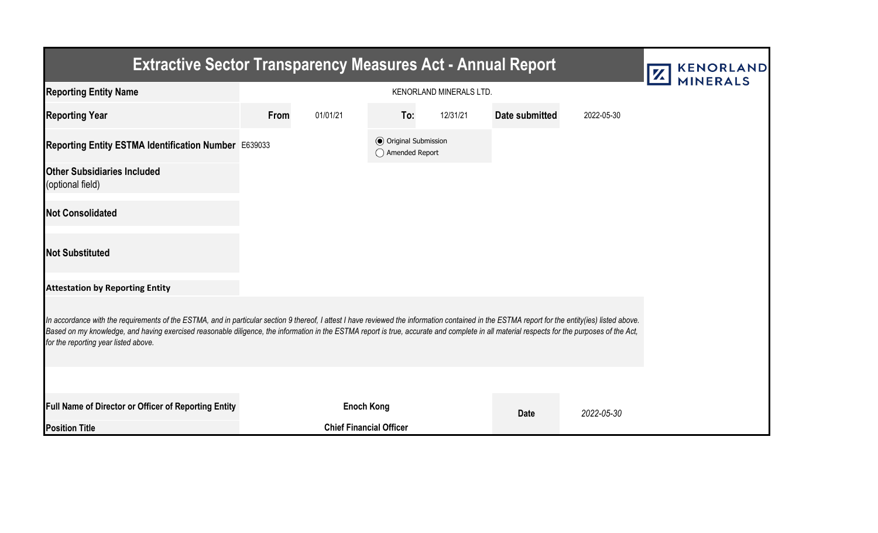# Extractive Sector Transparency Measures Act - Annual Report

KENORLAND MINERALS

| | | | | | | |
|---|---|---|---|---|---|---|
| **Reporting Entity Name** | KENORLAND MINERALS LTD. | | | | | |
| **Reporting Year** | **From** | 01/01/21 | **To:** | 12/31/21 | **Date submitted** | 2022-05-30 |
| **Reporting Entity ESTMA Identification Number** | E639033 | | ◉ Original Submission ◯ Amended Report | | | |
| **Other Subsidiaries Included** (optional field) | | | | | | |
| **Not Consolidated** | | | | | | |
| **Not Substituted** | | | | | | |

**Attestation by Reporting Entity**

*In accordance with the requirements of the ESTMA, and in particular section 9 thereof, I attest I have reviewed the information contained in the ESTMA report for the entity(ies) listed above. Based on my knowledge, and having exercised reasonable diligence, the information in the ESTMA report is true, accurate and complete in all material respects for the purposes of the Act, for the reporting year listed above.*

| | | | |
|---|---|---|---|
| **Full Name of Director or Officer of Reporting Entity** | **Enoch Kong** | **Date** | *2022-05-30* |
| **Position Title** | **Chief Financial Officer** | | |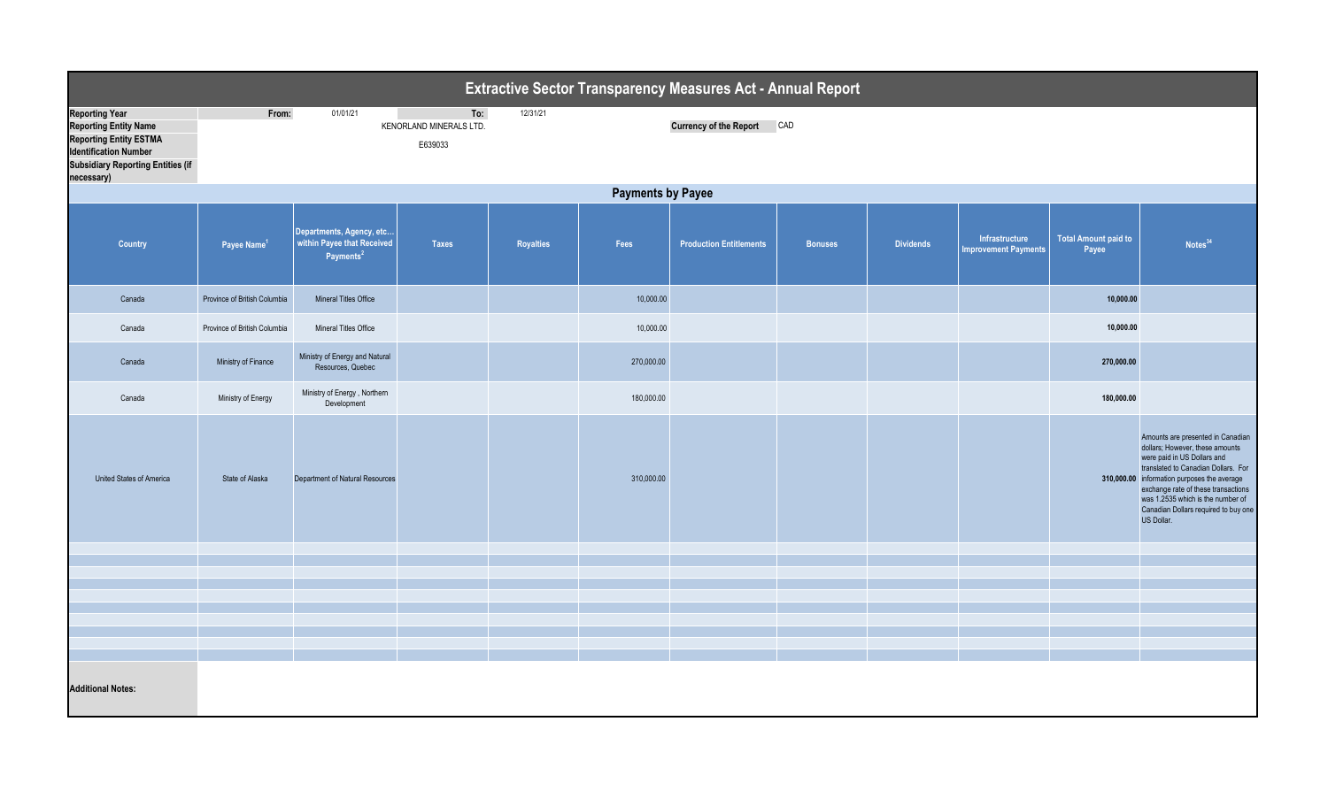# Extractive Sector Transparency Measures Act - Annual Report

| | | | | |
|---|---|---|---|---|
| **Reporting Year** | From: | 01/01/21 | To: | 12/31/21 |
| **Reporting Entity Name** | | KENORLAND MINERALS LTD. | | |
| **Reporting Entity ESTMA Identification Number** | | E639033 | | |
| **Subsidiary Reporting Entities (if necessary)** | | | | |

**Currency of the Report** CAD

## Payments by Payee

| Country | Payee Name[1] | Departments, Agency, etc... within Payee that Received Payments[2] | Taxes | Royalties | Fees | Production Entitlements | Bonuses | Dividends | Infrastructure Improvement Payments | Total Amount paid to Payee | Notes[34] |
|---|---|---|---|---|---|---|---|---|---|---|---|
| Canada | Province of British Columbia | Mineral Titles Office | | | 10,000.00 | | | | | 10,000.00 | |
| Canada | Province of British Columbia | Mineral Titles Office | | | 10,000.00 | | | | | 10,000.00 | |
| Canada | Ministry of Finance | Ministry of Energy and Natural Resources, Quebec | | | 270,000.00 | | | | | 270,000.00 | |
| Canada | Ministry of Energy | Ministry of Energy , Northern Development | | | 180,000.00 | | | | | 180,000.00 | |
| United States of America | State of Alaska | Department of Natural Resources | | | 310,000.00 | | | | | 310,000.00 | Amounts are presented in Canadian dollars; However, these amounts were paid in US Dollars and translated to Canadian Dollars. For information purposes the average exchange rate of these transactions was 1.2535 which is the number of Canadian Dollars required to buy one US Dollar. |

**Additional Notes:**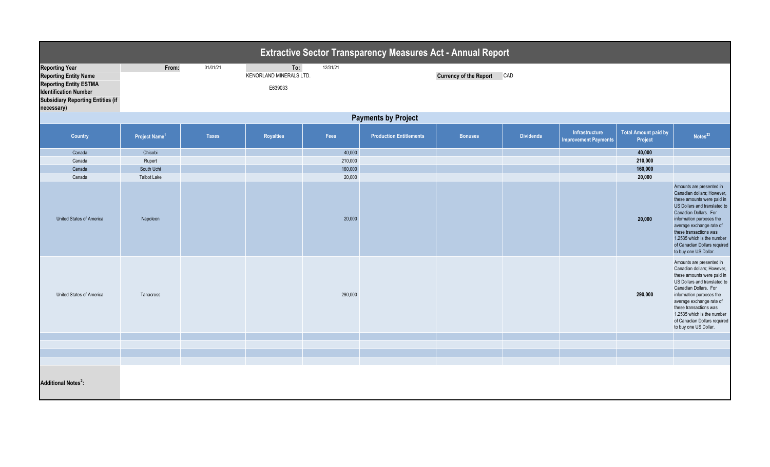# Extractive Sector Transparency Measures Act - Annual Report

| | | | | | | | |
|---|---|---|---|---|---|---|---|
| **Reporting Year** | From: | 01/01/21 | To: | 12/31/21 | | | |
| **Reporting Entity Name** | | | KENORLAND MINERALS LTD. | | | **Currency of the Report** | CAD |
| **Reporting Entity ESTMA Identification Number** | | | E639033 | | | | |
| **Subsidiary Reporting Entities (if necessary)** | | | | | | | |

## Payments by Project

| Country | Project Name[1] | Taxes | Royalties | Fees | Production Entitlements | Bonuses | Dividends | Infrastructure Improvement Payments | Total Amount paid by Project | Notes[23] |
|---|---|---|---|---|---|---|---|---|---|---|
| Canada | Chicobi | | | 40,000 | | | | | **40,000** | |
| Canada | Rupert | | | 210,000 | | | | | **210,000** | |
| Canada | South Uchi | | | 160,000 | | | | | **160,000** | |
| Canada | Talbot Lake | | | 20,000 | | | | | **20,000** | |
| United States of America | Napoleon | | | 20,000 | | | | | **20,000** | Amounts are presented in Canadian dollars; However, these amounts were paid in US Dollars and translated to Canadian Dollars. For information purposes the average exchange rate of these transactions was 1.2535 which is the number of Canadian Dollars required to buy one US Dollar. |
| United States of America | Tanacross | | | 290,000 | | | | | **290,000** | Amounts are presented in Canadian dollars; However, these amounts were paid in US Dollars and translated to Canadian Dollars. For information purposes the average exchange rate of these transactions was 1.2535 which is the number of Canadian Dollars required to buy one US Dollar. |

**Additional Notes[3]:**